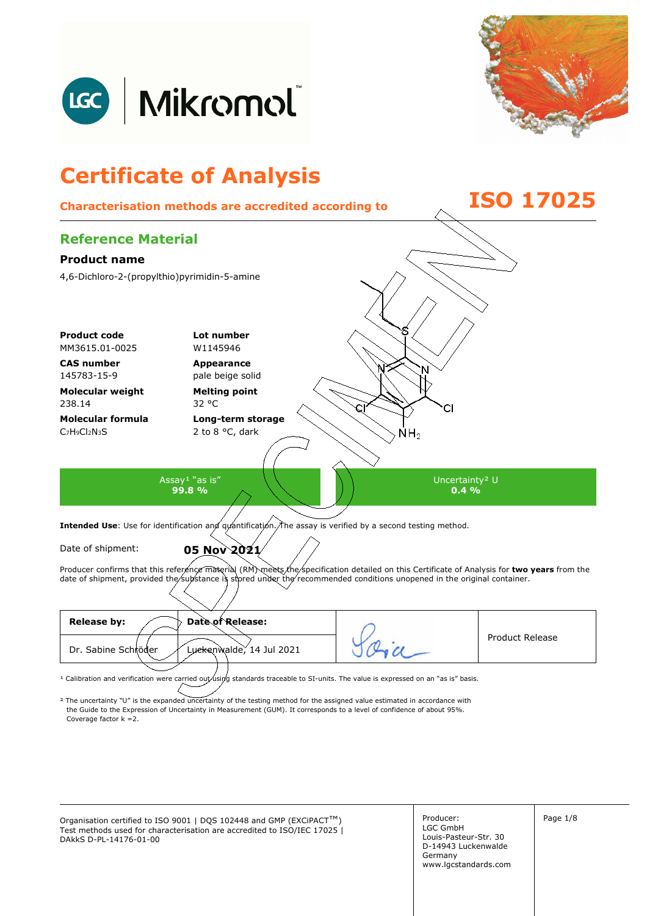# Certificate of Analysis

**Characterisation methods are accredited according to ISO 17025**

## Reference Material

### Product name

4,6-Dichloro-2-(propylthio)pyrimidin-5-amine

**Product code**
MM3615.01-0025

**Lot number**
W1145946

**CAS number**
145783-15-9

**Appearance**
pale beige solid

**Molecular weight**
238.14

**Melting point**
32 °C

**Molecular formula**
$C_7H_9Cl_2N_3S$

**Long-term storage**
2 to 8 °C, dark

| Assay[1] "as is" | Uncertainty[2] U |
|---|---|
| **99.8 %** | **0.4 %** |

**Intended Use**: Use for identification and quantification. The assay is verified by a second testing method.

Date of shipment: **05 Nov 2021**

Producer confirms that this reference material (RM) meets the specification detailed on this Certificate of Analysis for **two years** from the date of shipment, provided the substance is stored under the recommended conditions unopened in the original container.

| Release by: | Date of Release: | | |
|---|---|---|---|
| Dr. Sabine Schröder | Luckenwalde, 14 Jul 2021 | [signature] | Product Release |

[1] Calibration and verification were carried out using standards traceable to SI-units. The value is expressed on an "as is" basis.

[2] The uncertainty "U" is the expanded uncertainty of the testing method for the assigned value estimated in accordance with the Guide to the Expression of Uncertainty in Measurement (GUM). It corresponds to a level of confidence of about 95%. Coverage factor k =2.

Organisation certified to ISO 9001 | DQS 102448 and GMP (EXCiPACT™)
Test methods used for characterisation are accredited to ISO/IEC 17025 | DAkkS D-PL-14176-01-00

Producer:
LGC GmbH
Louis-Pasteur-Str. 30
D-14943 Luckenwalde
Germany
www.lgcstandards.com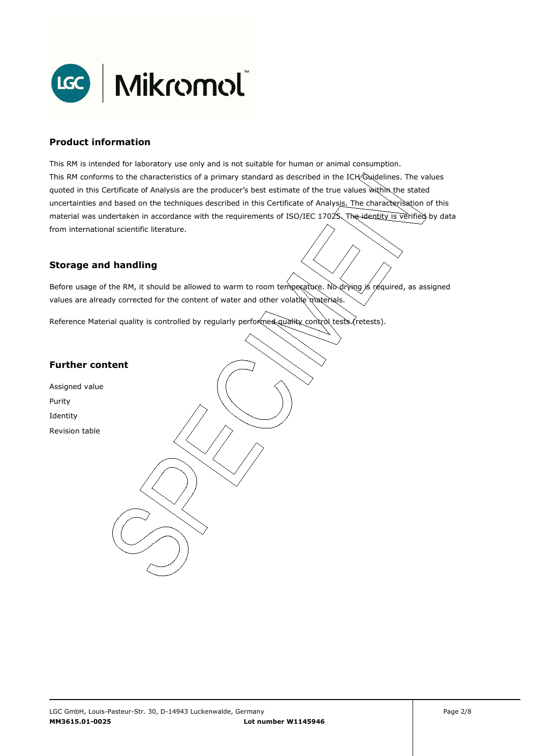## Product information

This RM is intended for laboratory use only and is not suitable for human or animal consumption.
This RM conforms to the characteristics of a primary standard as described in the ICH Guidelines. The values quoted in this Certificate of Analysis are the producer's best estimate of the true values within the stated uncertainties and based on the techniques described in this Certificate of Analysis. The characterisation of this material was undertaken in accordance with the requirements of ISO/IEC 17025. The identity is verified by data from international scientific literature.

## Storage and handling

Before usage of the RM, it should be allowed to warm to room temperature. No drying is required, as assigned values are already corrected for the content of water and other volatile materials.

Reference Material quality is controlled by regularly performed quality control tests (retests).

## Further content

Assigned value
Purity
Identity
Revision table

LGC GmbH, Louis-Pasteur-Str. 30, D-14943 Luckenwalde, Germany
**MM3615.01-0025** **Lot number W1145946**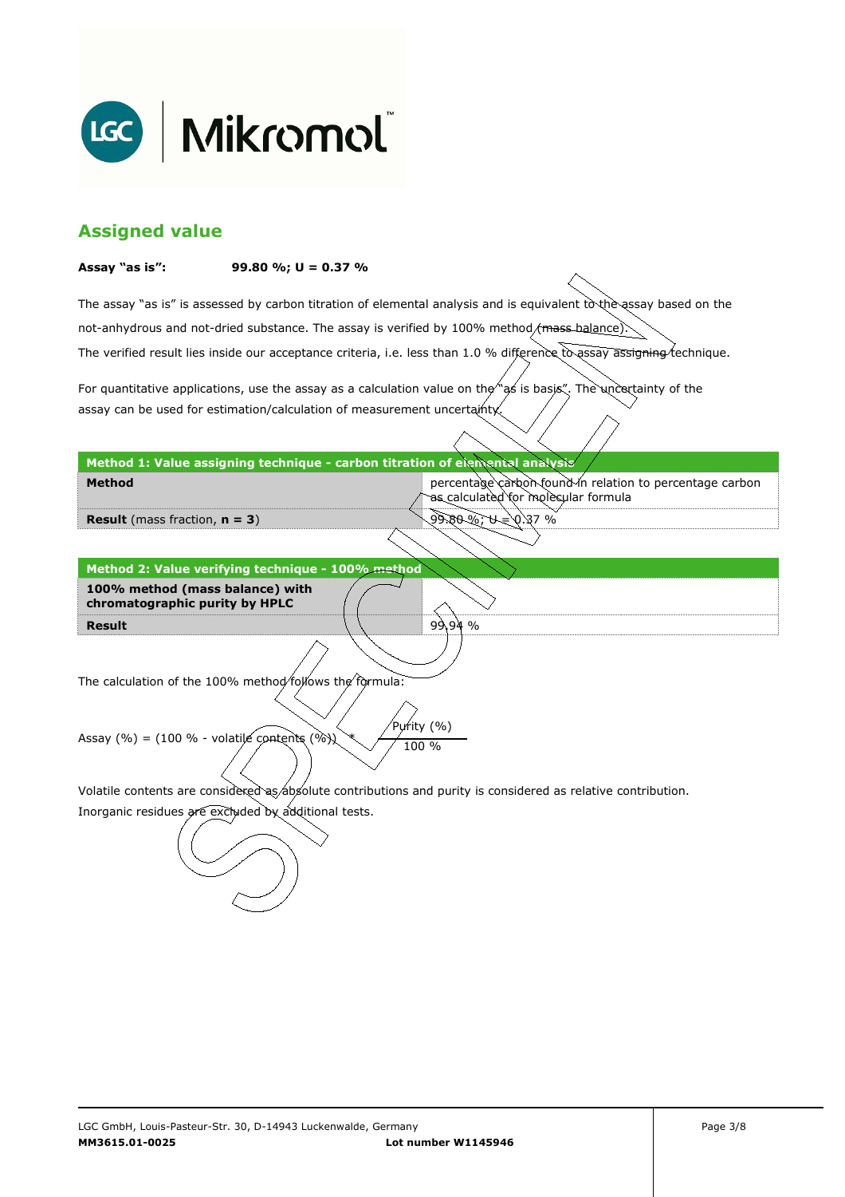## Assigned value

**Assay "as is":** **99.80 %; U = 0.37 %**

The assay "as is" is assessed by carbon titration of elemental analysis and is equivalent to the assay based on the not-anhydrous and not-dried substance. The assay is verified by 100% method (mass balance).
The verified result lies inside our acceptance criteria, i.e. less than 1.0 % difference to assay assigning technique.

For quantitative applications, use the assay as a calculation value on the "as is basis". The uncertainty of the assay can be used for estimation/calculation of measurement uncertainty.

| **Method 1: Value assigning technique - carbon titration of elemental analysis** | |
|---|---|
| **Method** | percentage carbon found in relation to percentage carbon as calculated for molecular formula |
| **Result** (mass fraction, **n = 3**) | 99.80 %; U = 0.37 % |

| **Method 2: Value verifying technique - 100% method** | |
|---|---|
| **100% method (mass balance) with chromatographic purity by HPLC** | |
| **Result** | 99.94 % |

The calculation of the 100% method follows the formula:

$$\text{Assay (\%)} = (100\ \% - \text{volatile contents (\%)}) * \frac{\text{Purity (\%)}}{100\ \%}$$

Volatile contents are considered as absolute contributions and purity is considered as relative contribution.
Inorganic residues are excluded by additional tests.

LGC GmbH, Louis-Pasteur-Str. 30, D-14943 Luckenwalde, Germany
**MM3615.01-0025** **Lot number W1145946**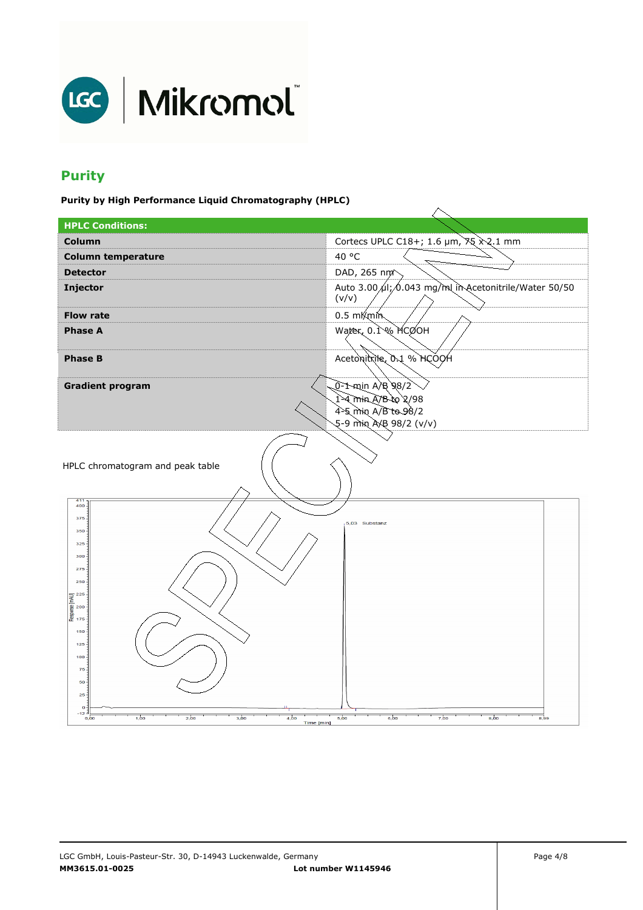## Purity

**Purity by High Performance Liquid Chromatography (HPLC)**

| HPLC Conditions: | |
|---|---|
| **Column** | Cortecs UPLC C18+; 1.6 µm, 75 x 2.1 mm |
| **Column temperature** | 40 °C |
| **Detector** | DAD, 265 nm |
| **Injector** | Auto 3.00 µl; 0.043 mg/ml in Acetonitrile/Water 50/50 (v/v) |
| **Flow rate** | 0.5 ml/min |
| **Phase A** | Water, 0.1 % HCOOH |
| **Phase B** | Acetonitrile, 0.1 % HCOOH |
| **Gradient program** | 0-1 min A/B 98/2<br>1-4 min A/B to 2/98<br>4-5 min A/B to 98/2<br>5-9 min A/B 98/2 (v/v) |

HPLC chromatogram and peak table

LGC GmbH, Louis-Pasteur-Str. 30, D-14943 Luckenwalde, Germany
**MM3615.01-0025** **Lot number W1145946**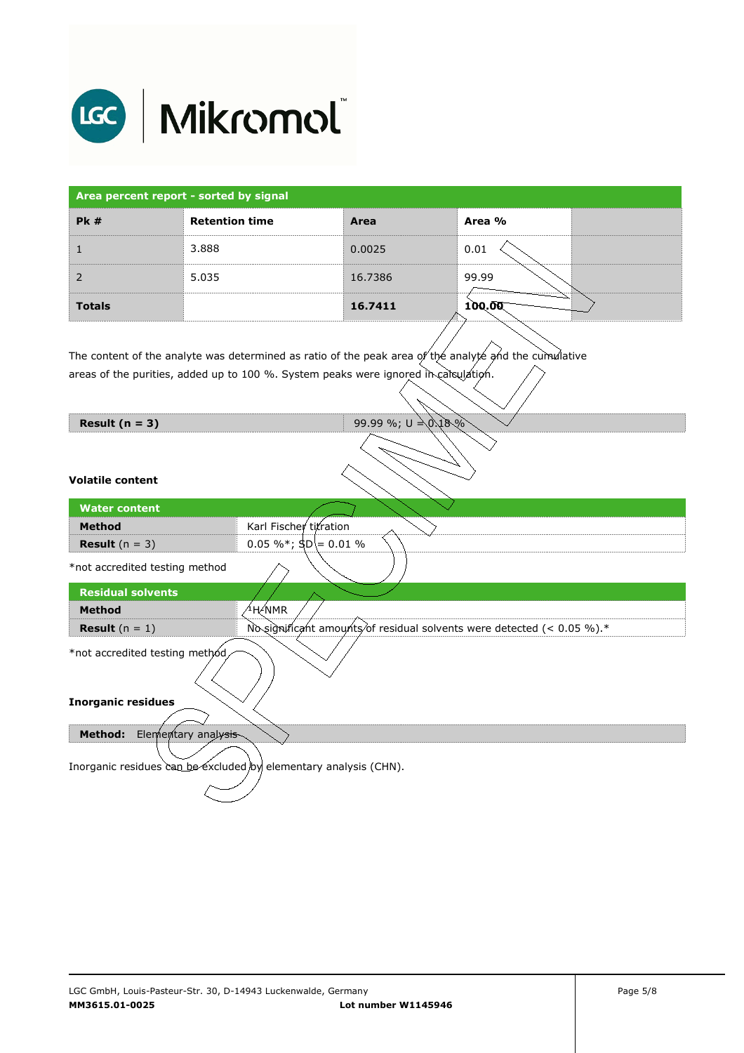| Area percent report - sorted by signal | | | | |
|---|---|---|---|---|
| **Pk #** | **Retention time** | **Area** | **Area %** | |
| 1 | 3.888 | 0.0025 | 0.01 | |
| 2 | 5.035 | 16.7386 | 99.99 | |
| **Totals** | | **16.7411** | **100.00** | |

The content of the analyte was determined as ratio of the peak area of the analyte and the cumulative areas of the purities, added up to 100 %. System peaks were ignored in calculation.

| **Result (n = 3)** | 99.99 %; U = 0.18 % |
|---|---|

**Volatile content**

| Water content | |
|---|---|
| **Method** | Karl Fischer titration |
| **Result** (n = 3) | 0.05 %*; SD = 0.01 % |

*not accredited testing method

| Residual solvents | |
|---|---|
| **Method** | $^{1}$H-NMR |
| **Result** (n = 1) | No significant amounts of residual solvents were detected (< 0.05 %).* |

*not accredited testing method

**Inorganic residues**

| **Method:** Elementary analysis |
|---|

Inorganic residues can be excluded by elementary analysis (CHN).

LGC GmbH, Louis-Pasteur-Str. 30, D-14943 Luckenwalde, Germany
**MM3615.01-0025** **Lot number W1145946**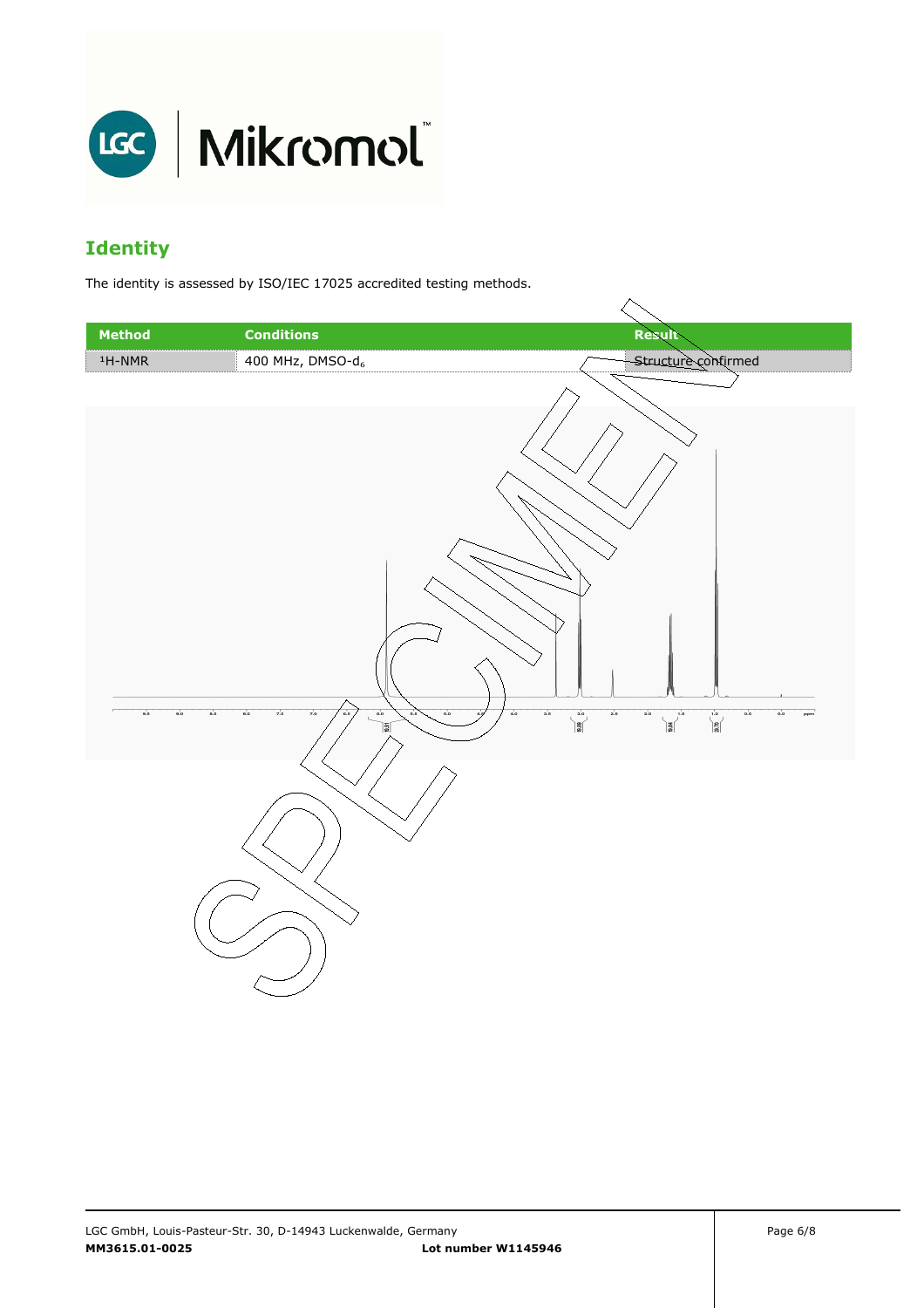## Identity

The identity is assessed by ISO/IEC 17025 accredited testing methods.

| Method | Conditions | Result |
|---|---|---|
| $^1H$-NMR | 400 MHz, DMSO-$d_6$ | Structure confirmed |

MM3615.01-0025 Lot number W1145946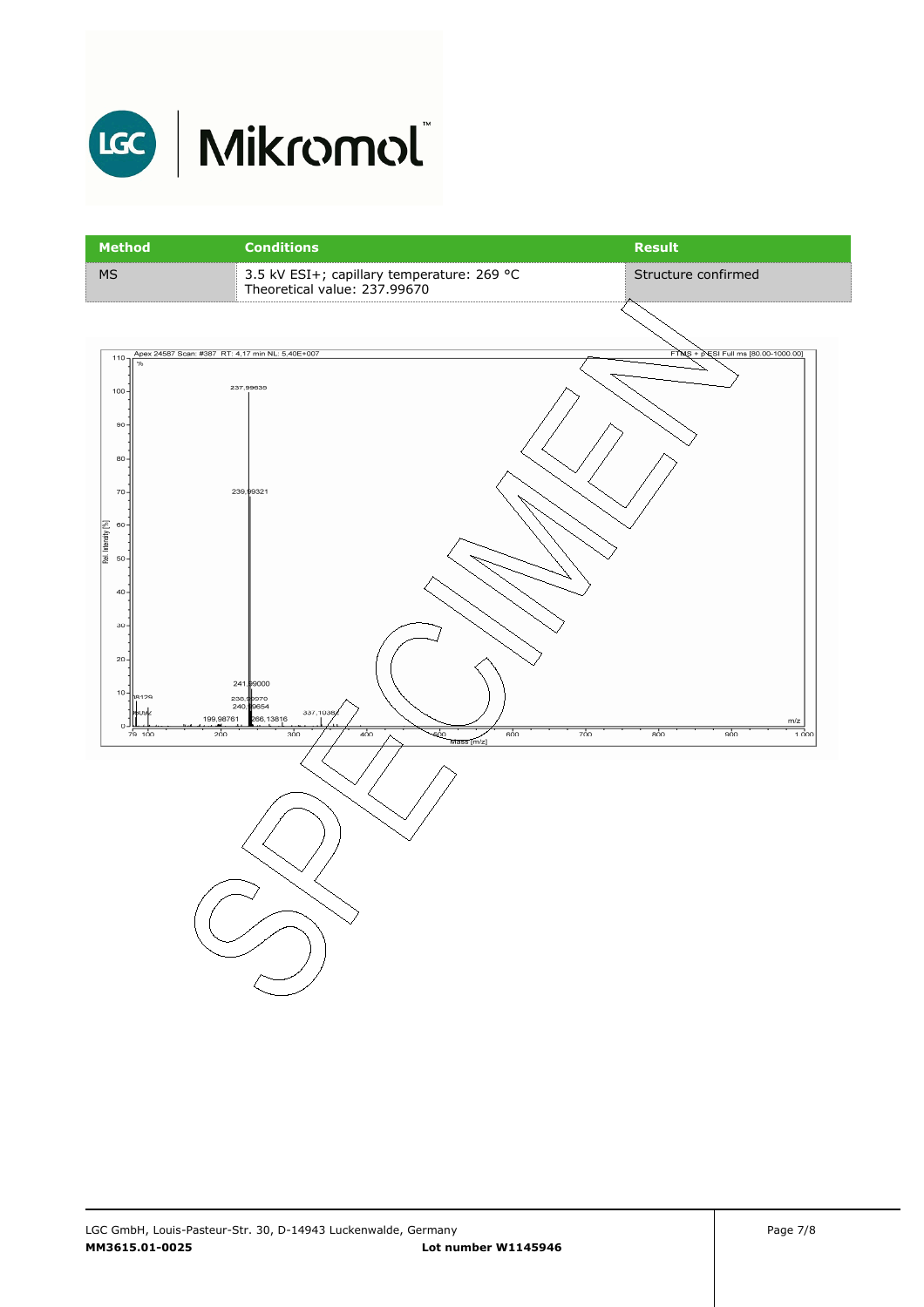| Method | Conditions | Result |
| --- | --- | --- |
| MS | 3.5 kV ESI+; capillary temperature: 269 °C<br>Theoretical value: 237.99670 | Structure confirmed |

Apex 24587 Scan: #387 RT: 4,17 min NL: 5,40E+007

FTMS + p ESI Full ms [80.00-1000.00]

| m/z | Label |
| --- | --- |
| 237,99635 | base peak (100 %) |
| 239,99321 | ~69 % |
| 241,99000 | |
| 238,99970 | |
| 240,99654 | |
| 199,98761 | |
| 266,13816 | |
| 337,10383 | |

Rel. Intensity [%]

Mass [m/z]

SPECIMEN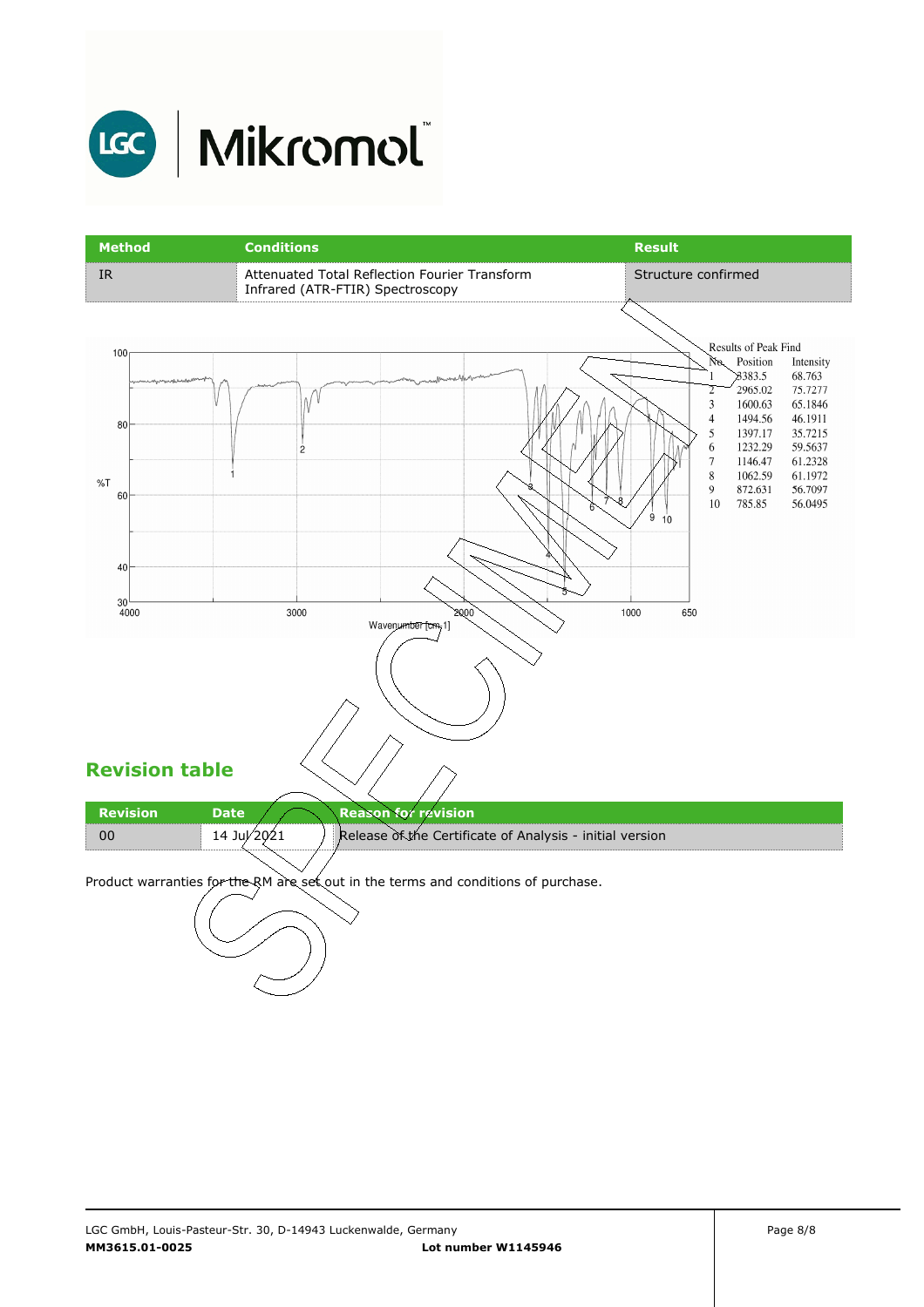| Method | Conditions | Result |
| --- | --- | --- |
| IR | Attenuated Total Reflection Fourier Transform Infrared (ATR-FTIR) Spectroscopy | Structure confirmed |

100
80
%T
60
40
30
4000
3000
2000
1000
650
Wavenumber [cm-1]
1 2 3 4 5 6 7 8 9 10

Results of Peak Find

| No. | Position | Intensity |
| --- | --- | --- |
| 1 | 3383.5 | 68.763 |
| 2 | 2965.02 | 75.7277 |
| 3 | 1600.63 | 65.1846 |
| 4 | 1494.56 | 46.1911 |
| 5 | 1397.17 | 35.7215 |
| 6 | 1232.29 | 59.5637 |
| 7 | 1146.47 | 61.2328 |
| 8 | 1062.59 | 61.1972 |
| 9 | 872.631 | 56.7097 |
| 10 | 785.85 | 56.0495 |

SPECIMEN

## Revision table

| Revision | Date | Reason for revision |
| --- | --- | --- |
| 00 | 14 Jul 2021 | Release of the Certificate of Analysis - initial version |

Product warranties for the RM are set out in the terms and conditions of purchase.

LGC GmbH, Louis-Pasteur-Str. 30, D-14943 Luckenwalde, Germany
**MM3615.01-0025** **Lot number W1145946**